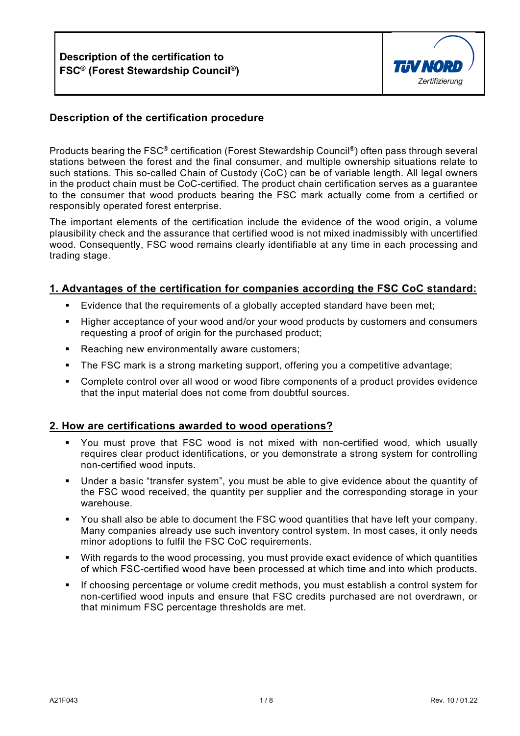# Description of the certification to FSC® (Forest Stewardship Council®)

TÜV NORD Zertifizierung

## Description of the certification procedure

Products bearing the FSC® certification (Forest Stewardship Council®) often pass through several stations between the forest and the final consumer, and multiple ownership situations relate to such stations. This so-called Chain of Custody (CoC) can be of variable length. All legal owners in the product chain must be CoC-certified. The product chain certification serves as a guarantee to the consumer that wood products bearing the FSC mark actually come from a certified or responsibly operated forest enterprise.

The important elements of the certification include the evidence of the wood origin, a volume plausibility check and the assurance that certified wood is not mixed inadmissibly with uncertified wood. Consequently, FSC wood remains clearly identifiable at any time in each processing and trading stage.

### 1. Advantages of the certification for companies according the FSC CoC standard:

- Evidence that the requirements of a globally accepted standard have been met;
- Higher acceptance of your wood and/or your wood products by customers and consumers requesting a proof of origin for the purchased product;
- Reaching new environmentally aware customers;
- The FSC mark is a strong marketing support, offering you a competitive advantage;
- Complete control over all wood or wood fibre components of a product provides evidence that the input material does not come from doubtful sources.

### 2. How are certifications awarded to wood operations?

- You must prove that FSC wood is not mixed with non-certified wood, which usually requires clear product identifications, or you demonstrate a strong system for controlling non-certified wood inputs.
- Under a basic “transfer system”, you must be able to give evidence about the quantity of the FSC wood received, the quantity per supplier and the corresponding storage in your warehouse.
- You shall also be able to document the FSC wood quantities that have left your company. Many companies already use such inventory control system. In most cases, it only needs minor adoptions to fulfil the FSC CoC requirements.
- With regards to the wood processing, you must provide exact evidence of which quantities of which FSC-certified wood have been processed at which time and into which products.
- If choosing percentage or volume credit methods, you must establish a control system for non-certified wood inputs and ensure that FSC credits purchased are not overdrawn, or that minimum FSC percentage thresholds are met.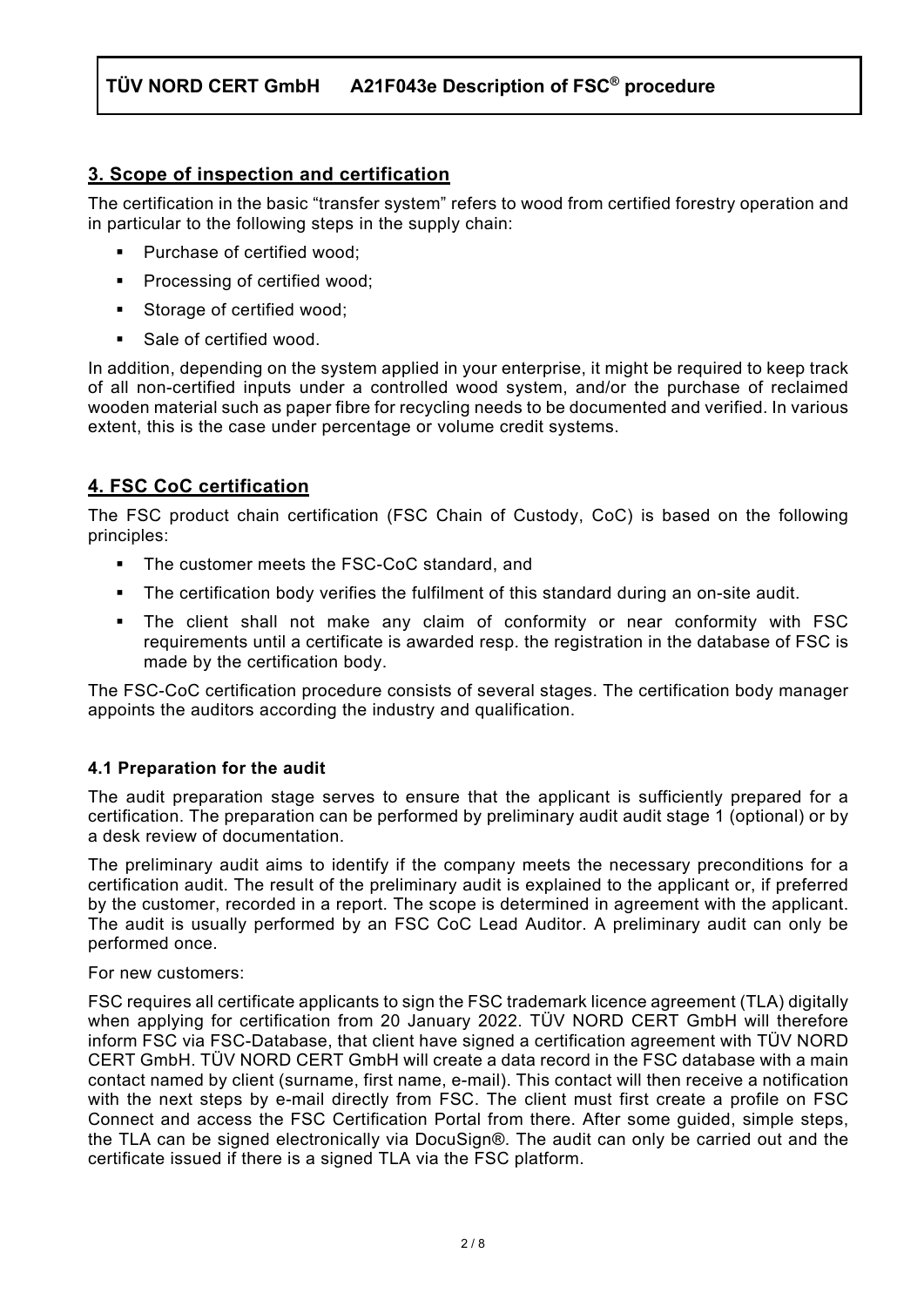## 3. Scope of inspection and certification

The certification in the basic "transfer system" refers to wood from certified forestry operation and in particular to the following steps in the supply chain:

- Purchase of certified wood;
- Processing of certified wood;
- Storage of certified wood;
- Sale of certified wood.

In addition, depending on the system applied in your enterprise, it might be required to keep track of all non-certified inputs under a controlled wood system, and/or the purchase of reclaimed wooden material such as paper fibre for recycling needs to be documented and verified. In various extent, this is the case under percentage or volume credit systems.

## 4. FSC CoC certification

The FSC product chain certification (FSC Chain of Custody, CoC) is based on the following principles:

- The customer meets the FSC-CoC standard, and
- The certification body verifies the fulfilment of this standard during an on-site audit.
- The client shall not make any claim of conformity or near conformity with FSC requirements until a certificate is awarded resp. the registration in the database of FSC is made by the certification body.

The FSC-CoC certification procedure consists of several stages. The certification body manager appoints the auditors according the industry and qualification.

### 4.1 Preparation for the audit

The audit preparation stage serves to ensure that the applicant is sufficiently prepared for a certification. The preparation can be performed by preliminary audit audit stage 1 (optional) or by a desk review of documentation.

The preliminary audit aims to identify if the company meets the necessary preconditions for a certification audit. The result of the preliminary audit is explained to the applicant or, if preferred by the customer, recorded in a report. The scope is determined in agreement with the applicant. The audit is usually performed by an FSC CoC Lead Auditor. A preliminary audit can only be performed once.

For new customers:

FSC requires all certificate applicants to sign the FSC trademark licence agreement (TLA) digitally when applying for certification from 20 January 2022. TÜV NORD CERT GmbH will therefore inform FSC via FSC-Database, that client have signed a certification agreement with TÜV NORD CERT GmbH. TÜV NORD CERT GmbH will create a data record in the FSC database with a main contact named by client (surname, first name, e-mail). This contact will then receive a notification with the next steps by e-mail directly from FSC. The client must first create a profile on FSC Connect and access the FSC Certification Portal from there. After some guided, simple steps, the TLA can be signed electronically via DocuSign®. The audit can only be carried out and the certificate issued if there is a signed TLA via the FSC platform.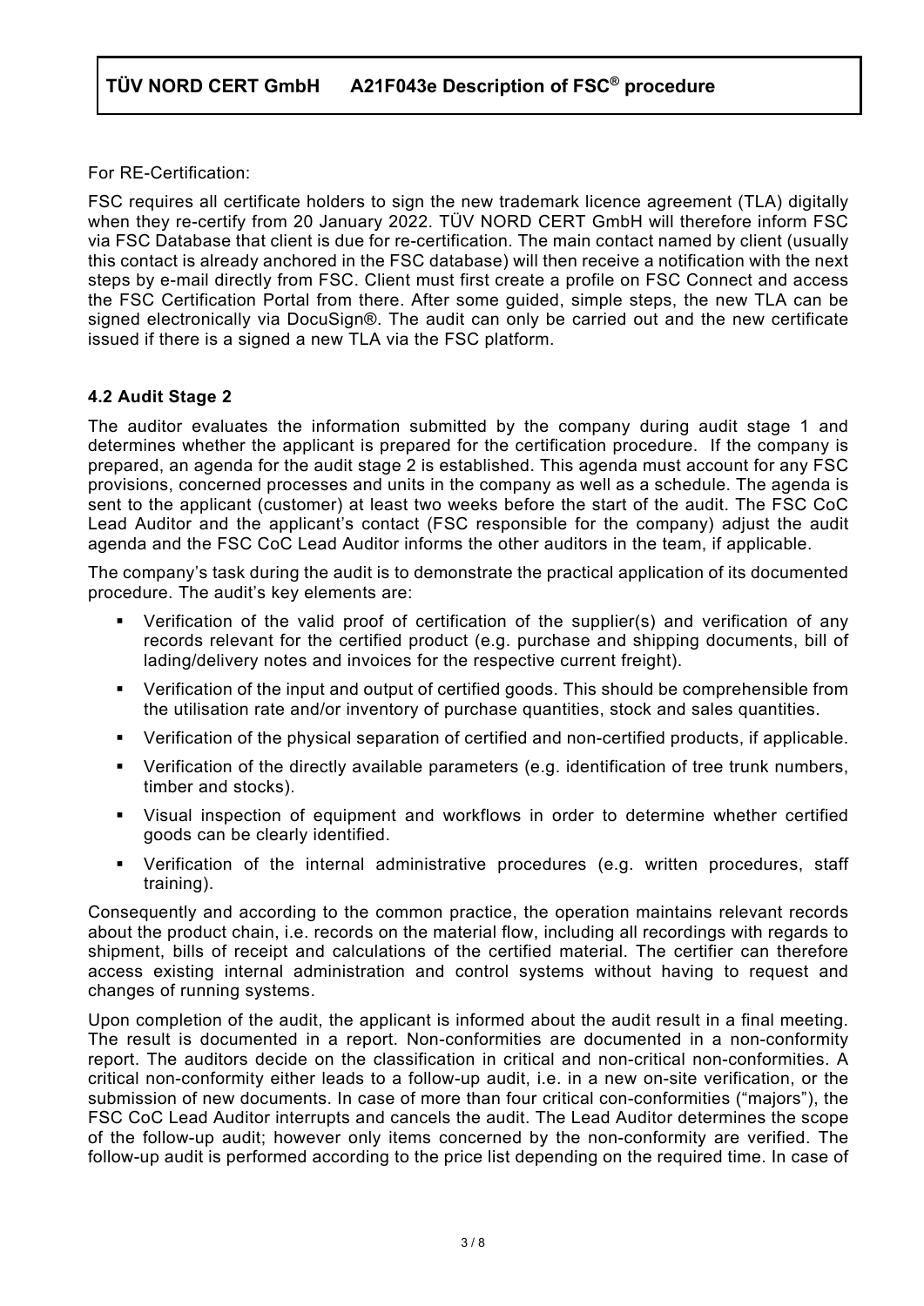For RE-Certification:

FSC requires all certificate holders to sign the new trademark licence agreement (TLA) digitally when they re-certify from 20 January 2022. TÜV NORD CERT GmbH will therefore inform FSC via FSC Database that client is due for re-certification. The main contact named by client (usually this contact is already anchored in the FSC database) will then receive a notification with the next steps by e-mail directly from FSC. Client must first create a profile on FSC Connect and access the FSC Certification Portal from there. After some guided, simple steps, the new TLA can be signed electronically via DocuSign®. The audit can only be carried out and the new certificate issued if there is a signed a new TLA via the FSC platform.

### 4.2 Audit Stage 2

The auditor evaluates the information submitted by the company during audit stage 1 and determines whether the applicant is prepared for the certification procedure. If the company is prepared, an agenda for the audit stage 2 is established. This agenda must account for any FSC provisions, concerned processes and units in the company as well as a schedule. The agenda is sent to the applicant (customer) at least two weeks before the start of the audit. The FSC CoC Lead Auditor and the applicant's contact (FSC responsible for the company) adjust the audit agenda and the FSC CoC Lead Auditor informs the other auditors in the team, if applicable.

The company's task during the audit is to demonstrate the practical application of its documented procedure. The audit's key elements are:

- Verification of the valid proof of certification of the supplier(s) and verification of any records relevant for the certified product (e.g. purchase and shipping documents, bill of lading/delivery notes and invoices for the respective current freight).
- Verification of the input and output of certified goods. This should be comprehensible from the utilisation rate and/or inventory of purchase quantities, stock and sales quantities.
- Verification of the physical separation of certified and non-certified products, if applicable.
- Verification of the directly available parameters (e.g. identification of tree trunk numbers, timber and stocks).
- Visual inspection of equipment and workflows in order to determine whether certified goods can be clearly identified.
- Verification of the internal administrative procedures (e.g. written procedures, staff training).

Consequently and according to the common practice, the operation maintains relevant records about the product chain, i.e. records on the material flow, including all recordings with regards to shipment, bills of receipt and calculations of the certified material. The certifier can therefore access existing internal administration and control systems without having to request and changes of running systems.

Upon completion of the audit, the applicant is informed about the audit result in a final meeting. The result is documented in a report. Non-conformities are documented in a non-conformity report. The auditors decide on the classification in critical and non-critical non-conformities. A critical non-conformity either leads to a follow-up audit, i.e. in a new on-site verification, or the submission of new documents. In case of more than four critical con-conformities ("majors"), the FSC CoC Lead Auditor interrupts and cancels the audit. The Lead Auditor determines the scope of the follow-up audit; however only items concerned by the non-conformity are verified. The follow-up audit is performed according to the price list depending on the required time. In case of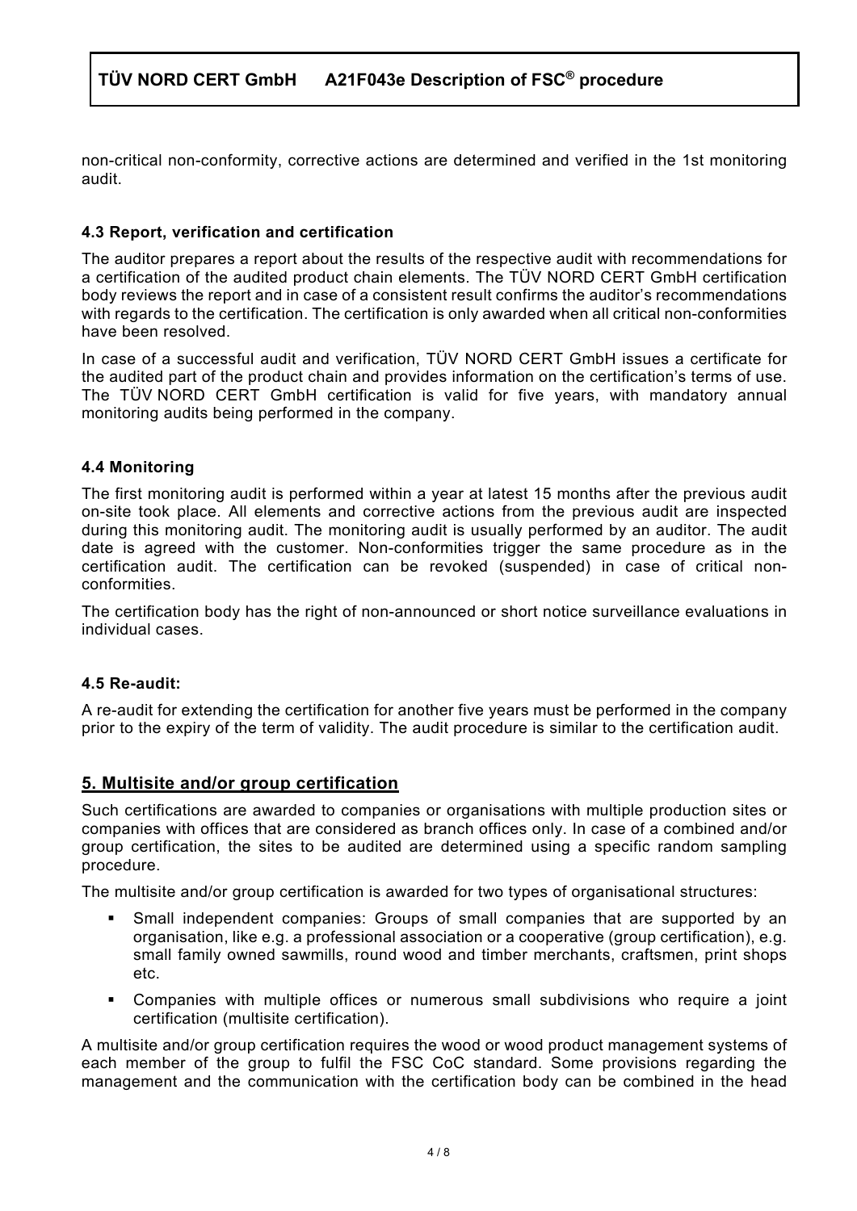non-critical non-conformity, corrective actions are determined and verified in the 1st monitoring audit.

### 4.3 Report, verification and certification

The auditor prepares a report about the results of the respective audit with recommendations for a certification of the audited product chain elements. The TÜV NORD CERT GmbH certification body reviews the report and in case of a consistent result confirms the auditor's recommendations with regards to the certification. The certification is only awarded when all critical non-conformities have been resolved.

In case of a successful audit and verification, TÜV NORD CERT GmbH issues a certificate for the audited part of the product chain and provides information on the certification's terms of use. The TÜV NORD CERT GmbH certification is valid for five years, with mandatory annual monitoring audits being performed in the company.

### 4.4 Monitoring

The first monitoring audit is performed within a year at latest 15 months after the previous audit on-site took place. All elements and corrective actions from the previous audit are inspected during this monitoring audit. The monitoring audit is usually performed by an auditor. The audit date is agreed with the customer. Non-conformities trigger the same procedure as in the certification audit. The certification can be revoked (suspended) in case of critical non-conformities.

The certification body has the right of non-announced or short notice surveillance evaluations in individual cases.

### 4.5 Re-audit:

A re-audit for extending the certification for another five years must be performed in the company prior to the expiry of the term of validity. The audit procedure is similar to the certification audit.

## 5. Multisite and/or group certification

Such certifications are awarded to companies or organisations with multiple production sites or companies with offices that are considered as branch offices only. In case of a combined and/or group certification, the sites to be audited are determined using a specific random sampling procedure.

The multisite and/or group certification is awarded for two types of organisational structures:

- Small independent companies: Groups of small companies that are supported by an organisation, like e.g. a professional association or a cooperative (group certification), e.g. small family owned sawmills, round wood and timber merchants, craftsmen, print shops etc.
- Companies with multiple offices or numerous small subdivisions who require a joint certification (multisite certification).

A multisite and/or group certification requires the wood or wood product management systems of each member of the group to fulfil the FSC CoC standard. Some provisions regarding the management and the communication with the certification body can be combined in the head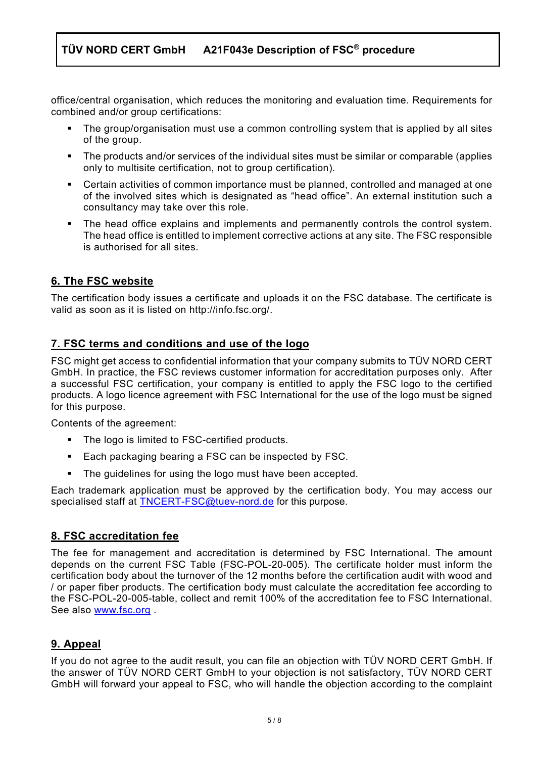office/central organisation, which reduces the monitoring and evaluation time. Requirements for combined and/or group certifications:

- The group/organisation must use a common controlling system that is applied by all sites of the group.
- The products and/or services of the individual sites must be similar or comparable (applies only to multisite certification, not to group certification).
- Certain activities of common importance must be planned, controlled and managed at one of the involved sites which is designated as "head office". An external institution such a consultancy may take over this role.
- The head office explains and implements and permanently controls the control system. The head office is entitled to implement corrective actions at any site. The FSC responsible is authorised for all sites.

## 6. The FSC website

The certification body issues a certificate and uploads it on the FSC database. The certificate is valid as soon as it is listed on http://info.fsc.org/.

## 7. FSC terms and conditions and use of the logo

FSC might get access to confidential information that your company submits to TÜV NORD CERT GmbH. In practice, the FSC reviews customer information for accreditation purposes only. After a successful FSC certification, your company is entitled to apply the FSC logo to the certified products. A logo licence agreement with FSC International for the use of the logo must be signed for this purpose.

Contents of the agreement:

- The logo is limited to FSC-certified products.
- Each packaging bearing a FSC can be inspected by FSC.
- The guidelines for using the logo must have been accepted.

Each trademark application must be approved by the certification body. You may access our specialised staff at TNCERT-FSC@tuev-nord.de for this purpose.

## 8. FSC accreditation fee

The fee for management and accreditation is determined by FSC International. The amount depends on the current FSC Table (FSC-POL-20-005). The certificate holder must inform the certification body about the turnover of the 12 months before the certification audit with wood and / or paper fiber products. The certification body must calculate the accreditation fee according to the FSC-POL-20-005-table, collect and remit 100% of the accreditation fee to FSC International. See also www.fsc.org .

## 9. Appeal

If you do not agree to the audit result, you can file an objection with TÜV NORD CERT GmbH. If the answer of TÜV NORD CERT GmbH to your objection is not satisfactory, TÜV NORD CERT GmbH will forward your appeal to FSC, who will handle the objection according to the complaint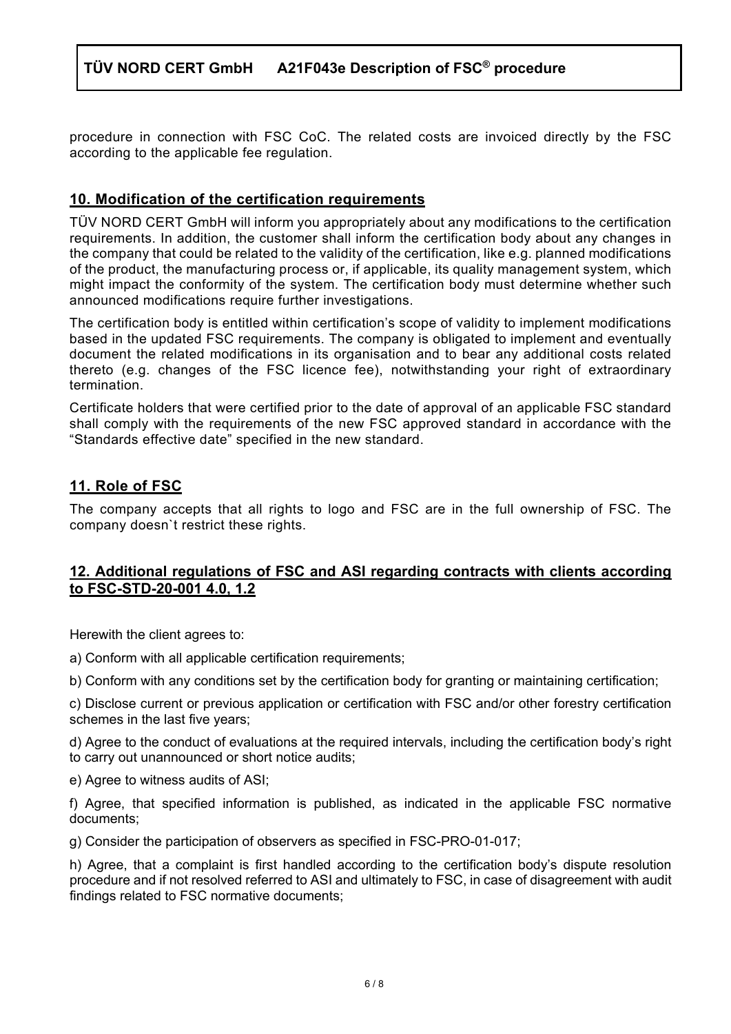procedure in connection with FSC CoC. The related costs are invoiced directly by the FSC according to the applicable fee regulation.

## 10. Modification of the certification requirements

TÜV NORD CERT GmbH will inform you appropriately about any modifications to the certification requirements. In addition, the customer shall inform the certification body about any changes in the company that could be related to the validity of the certification, like e.g. planned modifications of the product, the manufacturing process or, if applicable, its quality management system, which might impact the conformity of the system. The certification body must determine whether such announced modifications require further investigations.

The certification body is entitled within certification's scope of validity to implement modifications based in the updated FSC requirements. The company is obligated to implement and eventually document the related modifications in its organisation and to bear any additional costs related thereto (e.g. changes of the FSC licence fee), notwithstanding your right of extraordinary termination.

Certificate holders that were certified prior to the date of approval of an applicable FSC standard shall comply with the requirements of the new FSC approved standard in accordance with the "Standards effective date" specified in the new standard.

## 11. Role of FSC

The company accepts that all rights to logo and FSC are in the full ownership of FSC. The company doesn`t restrict these rights.

## 12. Additional regulations of FSC and ASI regarding contracts with clients according to FSC-STD-20-001 4.0, 1.2

Herewith the client agrees to:

a) Conform with all applicable certification requirements;

b) Conform with any conditions set by the certification body for granting or maintaining certification;

c) Disclose current or previous application or certification with FSC and/or other forestry certification schemes in the last five years;

d) Agree to the conduct of evaluations at the required intervals, including the certification body's right to carry out unannounced or short notice audits;

e) Agree to witness audits of ASI;

f) Agree, that specified information is published, as indicated in the applicable FSC normative documents;

g) Consider the participation of observers as specified in FSC-PRO-01-017;

h) Agree, that a complaint is first handled according to the certification body's dispute resolution procedure and if not resolved referred to ASI and ultimately to FSC, in case of disagreement with audit findings related to FSC normative documents;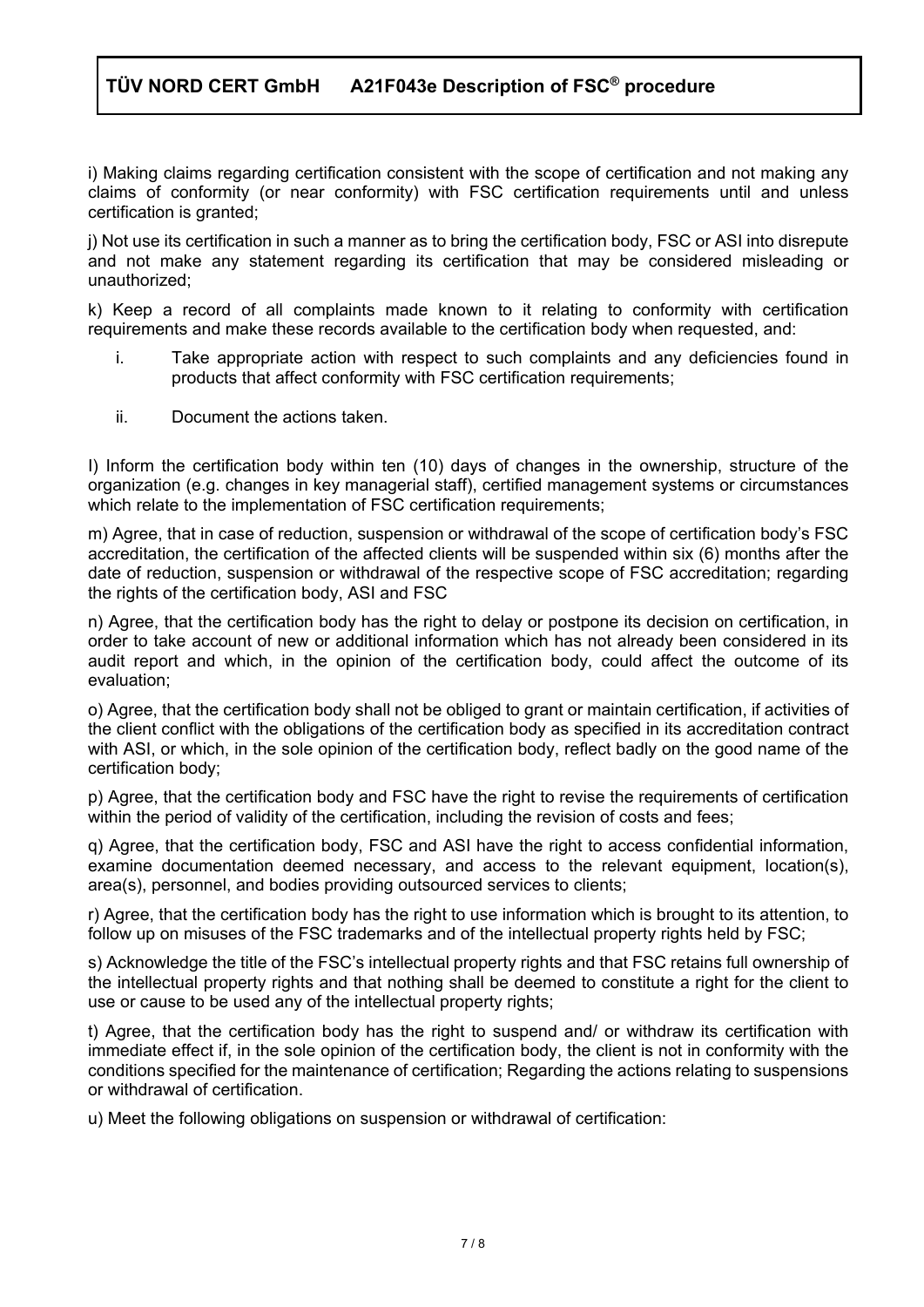i) Making claims regarding certification consistent with the scope of certification and not making any claims of conformity (or near conformity) with FSC certification requirements until and unless certification is granted;

j) Not use its certification in such a manner as to bring the certification body, FSC or ASI into disrepute and not make any statement regarding its certification that may be considered misleading or unauthorized;

k) Keep a record of all complaints made known to it relating to conformity with certification requirements and make these records available to the certification body when requested, and:

i. Take appropriate action with respect to such complaints and any deficiencies found in products that affect conformity with FSC certification requirements;

ii. Document the actions taken.

l) Inform the certification body within ten (10) days of changes in the ownership, structure of the organization (e.g. changes in key managerial staff), certified management systems or circumstances which relate to the implementation of FSC certification requirements;

m) Agree, that in case of reduction, suspension or withdrawal of the scope of certification body's FSC accreditation, the certification of the affected clients will be suspended within six (6) months after the date of reduction, suspension or withdrawal of the respective scope of FSC accreditation; regarding the rights of the certification body, ASI and FSC

n) Agree, that the certification body has the right to delay or postpone its decision on certification, in order to take account of new or additional information which has not already been considered in its audit report and which, in the opinion of the certification body, could affect the outcome of its evaluation;

o) Agree, that the certification body shall not be obliged to grant or maintain certification, if activities of the client conflict with the obligations of the certification body as specified in its accreditation contract with ASI, or which, in the sole opinion of the certification body, reflect badly on the good name of the certification body;

p) Agree, that the certification body and FSC have the right to revise the requirements of certification within the period of validity of the certification, including the revision of costs and fees;

q) Agree, that the certification body, FSC and ASI have the right to access confidential information, examine documentation deemed necessary, and access to the relevant equipment, location(s), area(s), personnel, and bodies providing outsourced services to clients;

r) Agree, that the certification body has the right to use information which is brought to its attention, to follow up on misuses of the FSC trademarks and of the intellectual property rights held by FSC;

s) Acknowledge the title of the FSC's intellectual property rights and that FSC retains full ownership of the intellectual property rights and that nothing shall be deemed to constitute a right for the client to use or cause to be used any of the intellectual property rights;

t) Agree, that the certification body has the right to suspend and/ or withdraw its certification with immediate effect if, in the sole opinion of the certification body, the client is not in conformity with the conditions specified for the maintenance of certification; Regarding the actions relating to suspensions or withdrawal of certification.

u) Meet the following obligations on suspension or withdrawal of certification: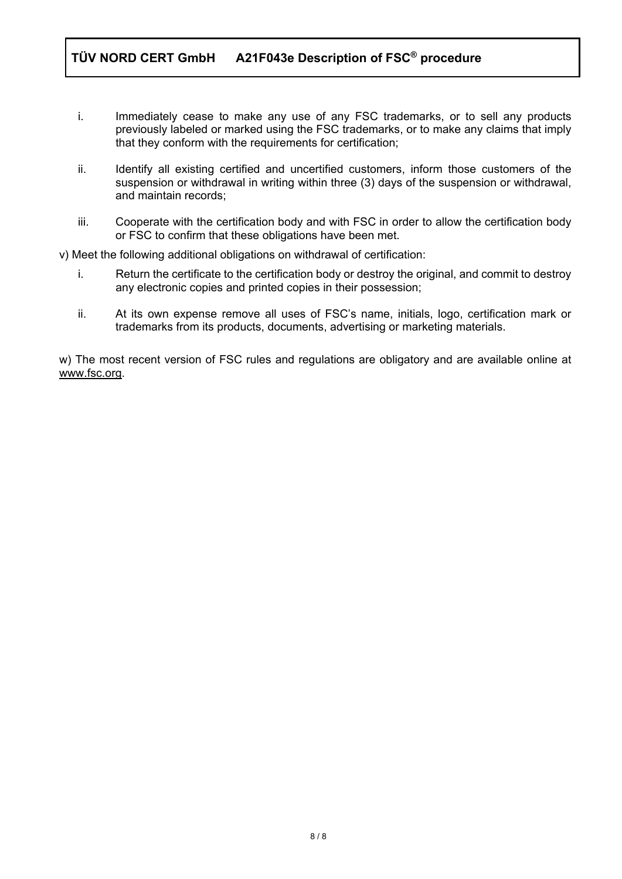i. Immediately cease to make any use of any FSC trademarks, or to sell any products previously labeled or marked using the FSC trademarks, or to make any claims that imply that they conform with the requirements for certification;

ii. Identify all existing certified and uncertified customers, inform those customers of the suspension or withdrawal in writing within three (3) days of the suspension or withdrawal, and maintain records;

iii. Cooperate with the certification body and with FSC in order to allow the certification body or FSC to confirm that these obligations have been met.

v) Meet the following additional obligations on withdrawal of certification:

i. Return the certificate to the certification body or destroy the original, and commit to destroy any electronic copies and printed copies in their possession;

ii. At its own expense remove all uses of FSC's name, initials, logo, certification mark or trademarks from its products, documents, advertising or marketing materials.

w) The most recent version of FSC rules and regulations are obligatory and are available online at www.fsc.org.